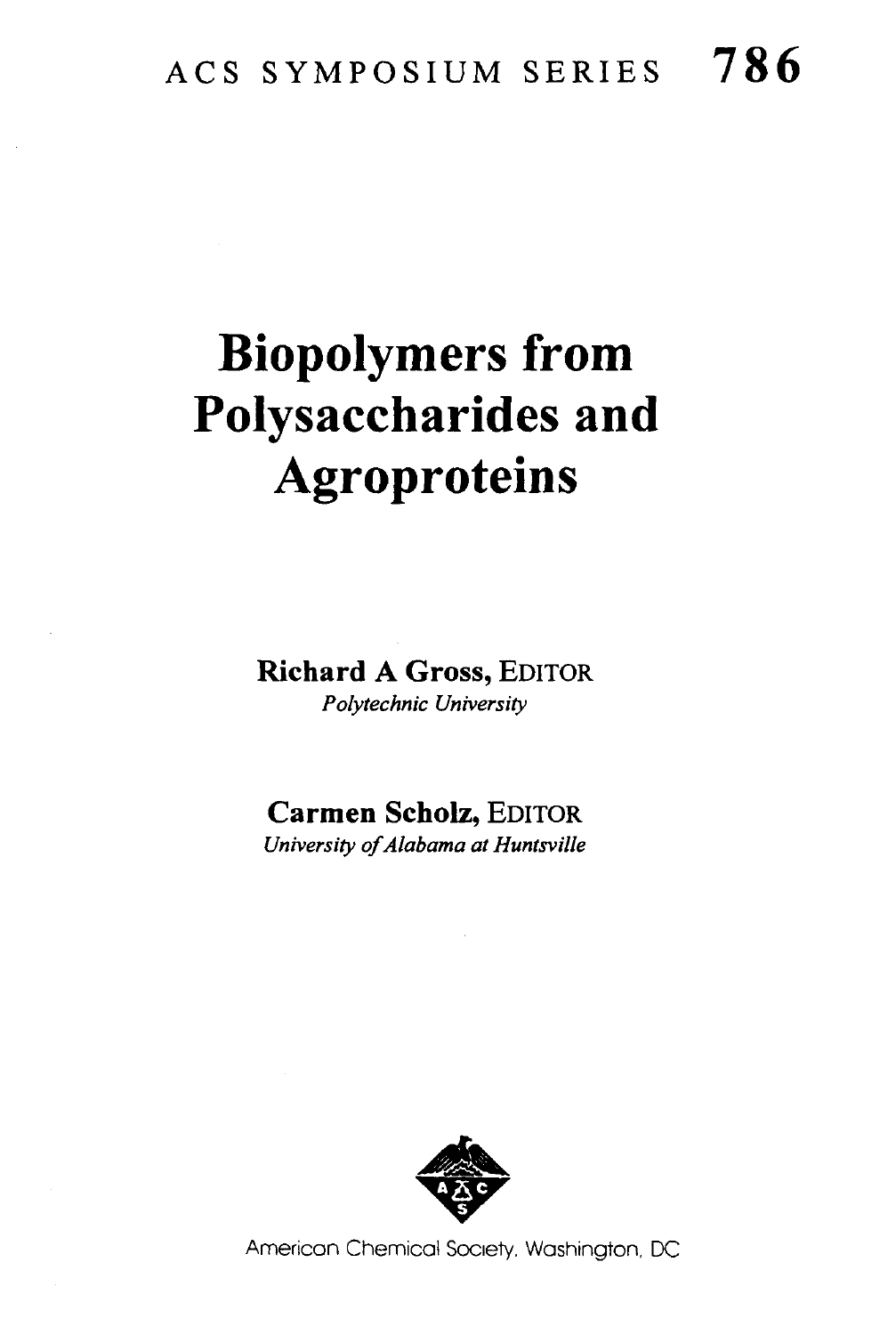ACS SYMPOSIUM SERIES **786**

# Biopolymers from Polysaccharides and Agroproteins

**Richard A Gross,** EDITOR
*Polytechnic University*

**Carmen Scholz,** EDITOR
*University of Alabama at Huntsville*

American Chemical Society, Washington, DC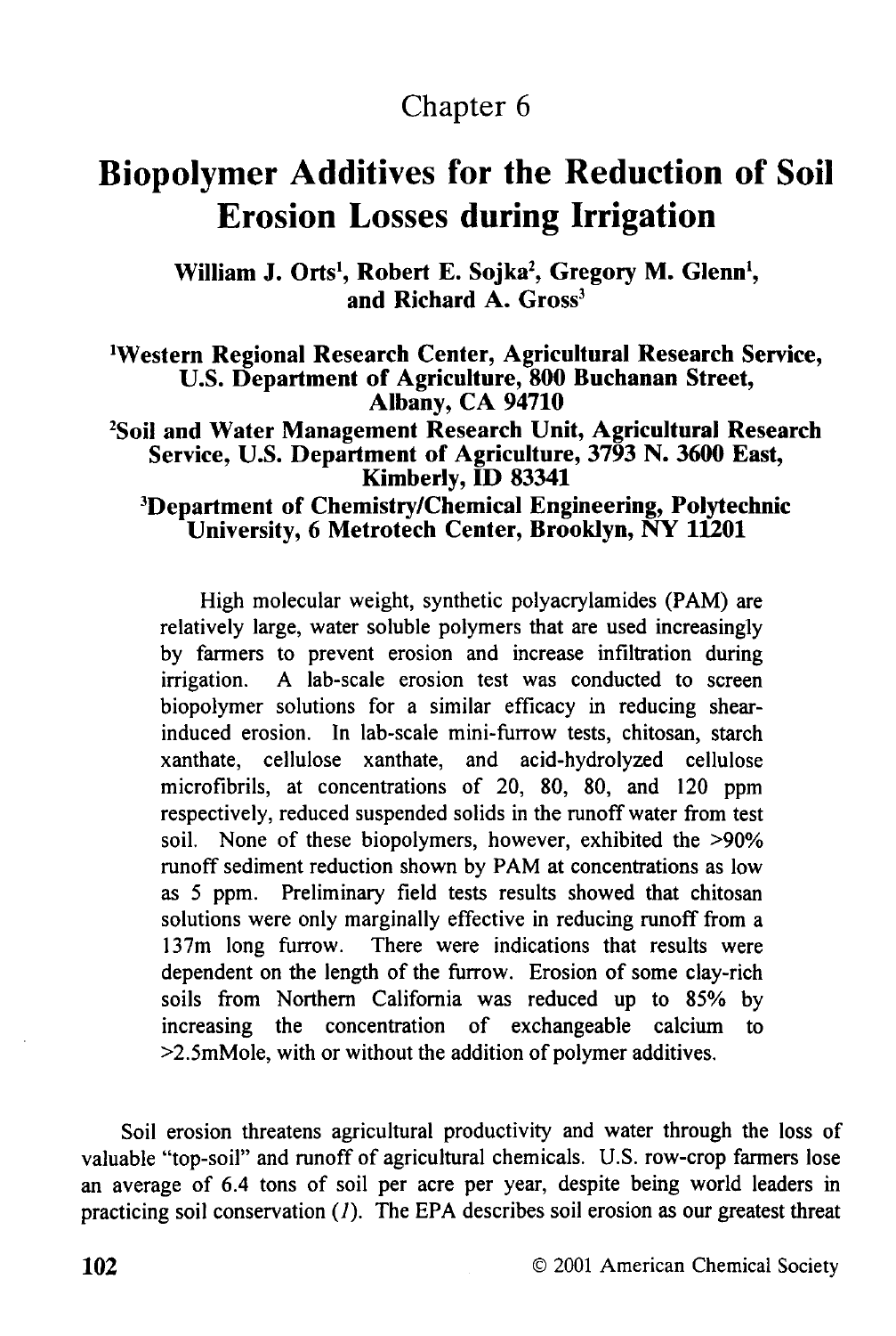# Chapter 6

# Biopolymer Additives for the Reduction of Soil Erosion Losses during Irrigation

**William J. Orts[1], Robert E. Sojka[2], Gregory M. Glenn[1], and Richard A. Gross[3]**

[1]Western Regional Research Center, Agricultural Research Service, U.S. Department of Agriculture, 800 Buchanan Street, Albany, CA 94710

[2]Soil and Water Management Research Unit, Agricultural Research Service, U.S. Department of Agriculture, 3793 N. 3600 East, Kimberly, ID 83341

[3]Department of Chemistry/Chemical Engineering, Polytechnic University, 6 Metrotech Center, Brooklyn, NY 11201

High molecular weight, synthetic polyacrylamides (PAM) are relatively large, water soluble polymers that are used increasingly by farmers to prevent erosion and increase infiltration during irrigation. A lab-scale erosion test was conducted to screen biopolymer solutions for a similar efficacy in reducing shear-induced erosion. In lab-scale mini-furrow tests, chitosan, starch xanthate, cellulose xanthate, and acid-hydrolyzed cellulose microfibrils, at concentrations of 20, 80, 80, and 120 ppm respectively, reduced suspended solids in the runoff water from test soil. None of these biopolymers, however, exhibited the >90% runoff sediment reduction shown by PAM at concentrations as low as 5 ppm. Preliminary field tests results showed that chitosan solutions were only marginally effective in reducing runoff from a 137m long furrow. There were indications that results were dependent on the length of the furrow. Erosion of some clay-rich soils from Northern California was reduced up to 85% by increasing the concentration of exchangeable calcium to >2.5mMole, with or without the addition of polymer additives.

Soil erosion threatens agricultural productivity and water through the loss of valuable "top-soil" and runoff of agricultural chemicals. U.S. row-crop farmers lose an average of 6.4 tons of soil per acre per year, despite being world leaders in practicing soil conservation (*1*). The EPA describes soil erosion as our greatest threat

© 2001 American Chemical Society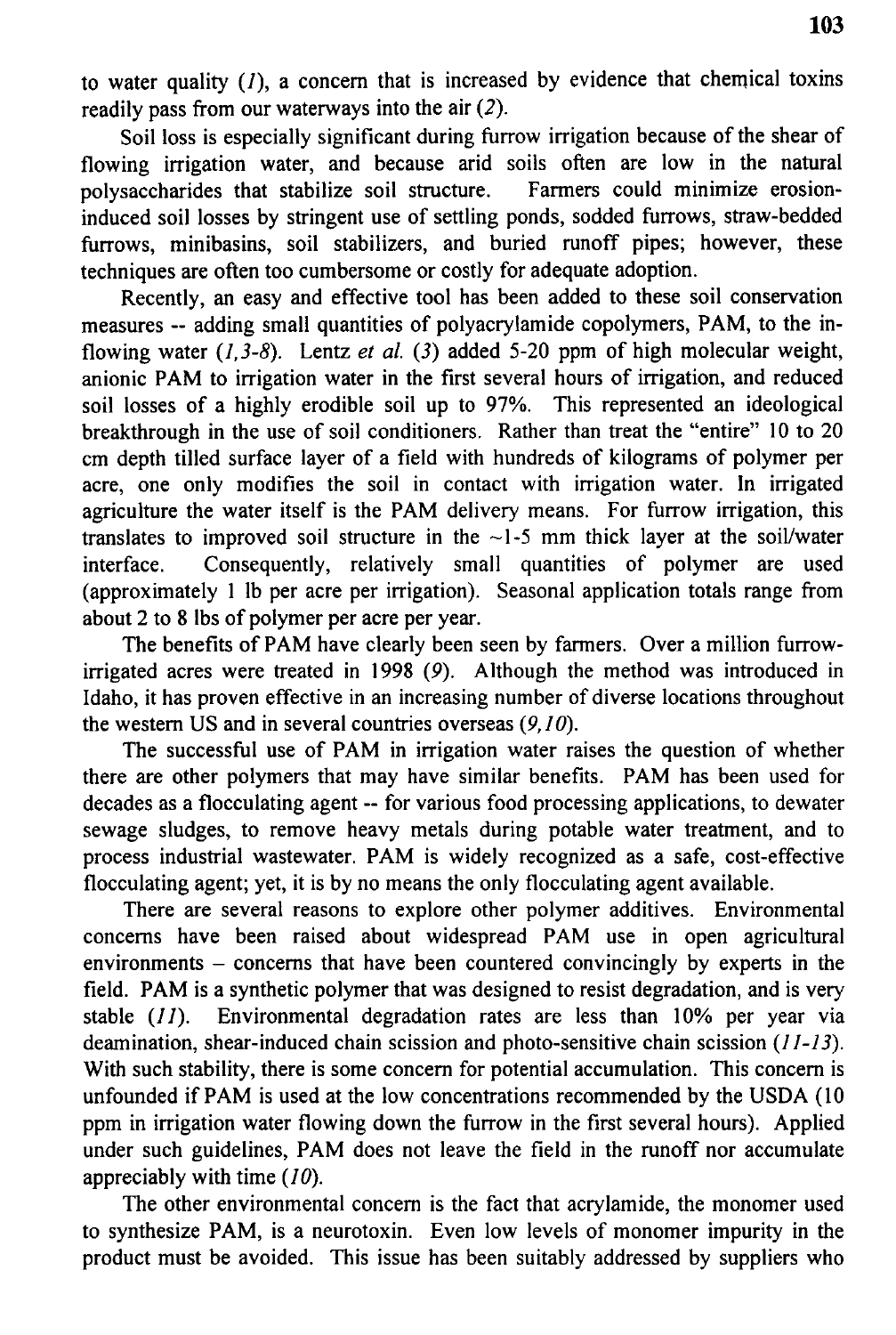to water quality (*1*), a concern that is increased by evidence that chemical toxins readily pass from our waterways into the air (*2*).

Soil loss is especially significant during furrow irrigation because of the shear of flowing irrigation water, and because arid soils often are low in the natural polysaccharides that stabilize soil structure. Farmers could minimize erosion-induced soil losses by stringent use of settling ponds, sodded furrows, straw-bedded furrows, minibasins, soil stabilizers, and buried runoff pipes; however, these techniques are often too cumbersome or costly for adequate adoption.

Recently, an easy and effective tool has been added to these soil conservation measures -- adding small quantities of polyacrylamide copolymers, PAM, to the in-flowing water (*1,3-8*). Lentz *et al.* (*3*) added 5-20 ppm of high molecular weight, anionic PAM to irrigation water in the first several hours of irrigation, and reduced soil losses of a highly erodible soil up to 97%. This represented an ideological breakthrough in the use of soil conditioners. Rather than treat the "entire" 10 to 20 cm depth tilled surface layer of a field with hundreds of kilograms of polymer per acre, one only modifies the soil in contact with irrigation water. In irrigated agriculture the water itself is the PAM delivery means. For furrow irrigation, this translates to improved soil structure in the ~1-5 mm thick layer at the soil/water interface. Consequently, relatively small quantities of polymer are used (approximately 1 lb per acre per irrigation). Seasonal application totals range from about 2 to 8 lbs of polymer per acre per year.

The benefits of PAM have clearly been seen by farmers. Over a million furrow-irrigated acres were treated in 1998 (*9*). Although the method was introduced in Idaho, it has proven effective in an increasing number of diverse locations throughout the western US and in several countries overseas (*9,10*).

The successful use of PAM in irrigation water raises the question of whether there are other polymers that may have similar benefits. PAM has been used for decades as a flocculating agent -- for various food processing applications, to dewater sewage sludges, to remove heavy metals during potable water treatment, and to process industrial wastewater. PAM is widely recognized as a safe, cost-effective flocculating agent; yet, it is by no means the only flocculating agent available.

There are several reasons to explore other polymer additives. Environmental concerns have been raised about widespread PAM use in open agricultural environments – concerns that have been countered convincingly by experts in the field. PAM is a synthetic polymer that was designed to resist degradation, and is very stable (*11*). Environmental degradation rates are less than 10% per year via deamination, shear-induced chain scission and photo-sensitive chain scission (*11-13*). With such stability, there is some concern for potential accumulation. This concern is unfounded if PAM is used at the low concentrations recommended by the USDA (10 ppm in irrigation water flowing down the furrow in the first several hours). Applied under such guidelines, PAM does not leave the field in the runoff nor accumulate appreciably with time (*10*).

The other environmental concern is the fact that acrylamide, the monomer used to synthesize PAM, is a neurotoxin. Even low levels of monomer impurity in the product must be avoided. This issue has been suitably addressed by suppliers who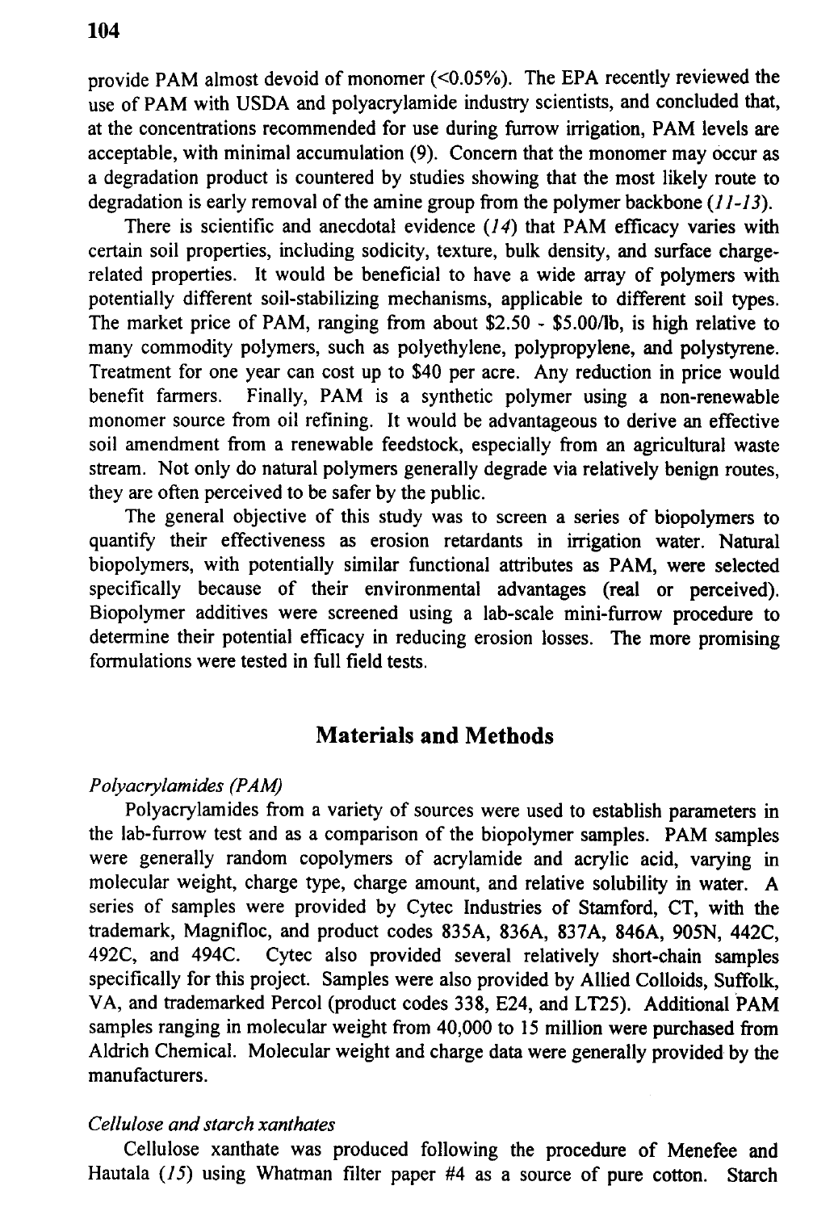provide PAM almost devoid of monomer (<0.05%). The EPA recently reviewed the use of PAM with USDA and polyacrylamide industry scientists, and concluded that, at the concentrations recommended for use during furrow irrigation, PAM levels are acceptable, with minimal accumulation (9). Concern that the monomer may occur as a degradation product is countered by studies showing that the most likely route to degradation is early removal of the amine group from the polymer backbone (*11-13*).

There is scientific and anecdotal evidence (*14*) that PAM efficacy varies with certain soil properties, including sodicity, texture, bulk density, and surface charge-related properties. It would be beneficial to have a wide array of polymers with potentially different soil-stabilizing mechanisms, applicable to different soil types. The market price of PAM, ranging from about \$2.50 - \$5.00/lb, is high relative to many commodity polymers, such as polyethylene, polypropylene, and polystyrene. Treatment for one year can cost up to \$40 per acre. Any reduction in price would benefit farmers. Finally, PAM is a synthetic polymer using a non-renewable monomer source from oil refining. It would be advantageous to derive an effective soil amendment from a renewable feedstock, especially from an agricultural waste stream. Not only do natural polymers generally degrade via relatively benign routes, they are often perceived to be safer by the public.

The general objective of this study was to screen a series of biopolymers to quantify their effectiveness as erosion retardants in irrigation water. Natural biopolymers, with potentially similar functional attributes as PAM, were selected specifically because of their environmental advantages (real or perceived). Biopolymer additives were screened using a lab-scale mini-furrow procedure to determine their potential efficacy in reducing erosion losses. The more promising formulations were tested in full field tests.

## Materials and Methods

*Polyacrylamides (PAM)*

Polyacrylamides from a variety of sources were used to establish parameters in the lab-furrow test and as a comparison of the biopolymer samples. PAM samples were generally random copolymers of acrylamide and acrylic acid, varying in molecular weight, charge type, charge amount, and relative solubility in water. A series of samples were provided by Cytec Industries of Stamford, CT, with the trademark, Magnifloc, and product codes 835A, 836A, 837A, 846A, 905N, 442C, 492C, and 494C. Cytec also provided several relatively short-chain samples specifically for this project. Samples were also provided by Allied Colloids, Suffolk, VA, and trademarked Percol (product codes 338, E24, and LT25). Additional PAM samples ranging in molecular weight from 40,000 to 15 million were purchased from Aldrich Chemical. Molecular weight and charge data were generally provided by the manufacturers.

*Cellulose and starch xanthates*

Cellulose xanthate was produced following the procedure of Menefee and Hautala (*15*) using Whatman filter paper #4 as a source of pure cotton. Starch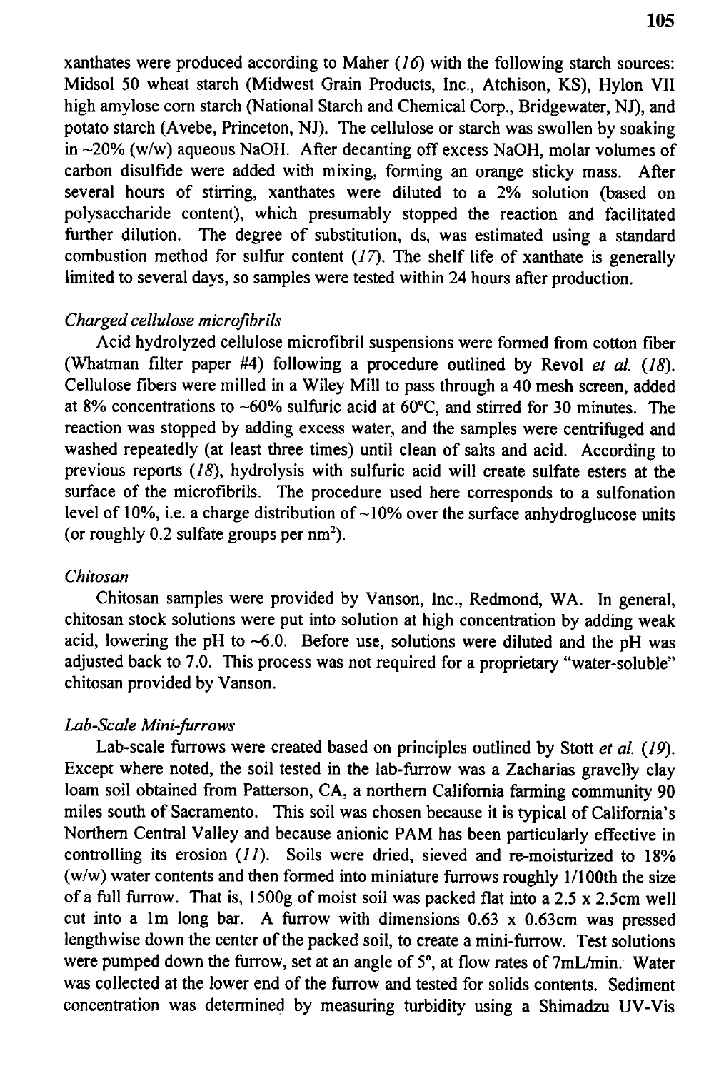xanthates were produced according to Maher (*16*) with the following starch sources: Midsol 50 wheat starch (Midwest Grain Products, Inc., Atchison, KS), Hylon VII high amylose corn starch (National Starch and Chemical Corp., Bridgewater, NJ), and potato starch (Avebe, Princeton, NJ). The cellulose or starch was swollen by soaking in ~20% (w/w) aqueous NaOH. After decanting off excess NaOH, molar volumes of carbon disulfide were added with mixing, forming an orange sticky mass. After several hours of stirring, xanthates were diluted to a 2% solution (based on polysaccharide content), which presumably stopped the reaction and facilitated further dilution. The degree of substitution, ds, was estimated using a standard combustion method for sulfur content (*17*). The shelf life of xanthate is generally limited to several days, so samples were tested within 24 hours after production.

*Charged cellulose microfibrils*

Acid hydrolyzed cellulose microfibril suspensions were formed from cotton fiber (Whatman filter paper #4) following a procedure outlined by Revol *et al.* (*18*). Cellulose fibers were milled in a Wiley Mill to pass through a 40 mesh screen, added at 8% concentrations to ~60% sulfuric acid at 60°C, and stirred for 30 minutes. The reaction was stopped by adding excess water, and the samples were centrifuged and washed repeatedly (at least three times) until clean of salts and acid. According to previous reports (*18*), hydrolysis with sulfuric acid will create sulfate esters at the surface of the microfibrils. The procedure used here corresponds to a sulfonation level of 10%, i.e. a charge distribution of ~10% over the surface anhydroglucose units (or roughly 0.2 sulfate groups per $nm^2$).

*Chitosan*

Chitosan samples were provided by Vanson, Inc., Redmond, WA. In general, chitosan stock solutions were put into solution at high concentration by adding weak acid, lowering the pH to ~6.0. Before use, solutions were diluted and the pH was adjusted back to 7.0. This process was not required for a proprietary "water-soluble" chitosan provided by Vanson.

*Lab-Scale Mini-furrows*

Lab-scale furrows were created based on principles outlined by Stott *et al.* (*19*). Except where noted, the soil tested in the lab-furrow was a Zacharias gravelly clay loam soil obtained from Patterson, CA, a northern California farming community 90 miles south of Sacramento. This soil was chosen because it is typical of California's Northern Central Valley and because anionic PAM has been particularly effective in controlling its erosion (*11*). Soils were dried, sieved and re-moisturized to 18% (w/w) water contents and then formed into miniature furrows roughly 1/100th the size of a full furrow. That is, 1500g of moist soil was packed flat into a 2.5 x 2.5cm well cut into a 1m long bar. A furrow with dimensions 0.63 x 0.63cm was pressed lengthwise down the center of the packed soil, to create a mini-furrow. Test solutions were pumped down the furrow, set at an angle of 5°, at flow rates of 7mL/min. Water was collected at the lower end of the furrow and tested for solids contents. Sediment concentration was determined by measuring turbidity using a Shimadzu UV-Vis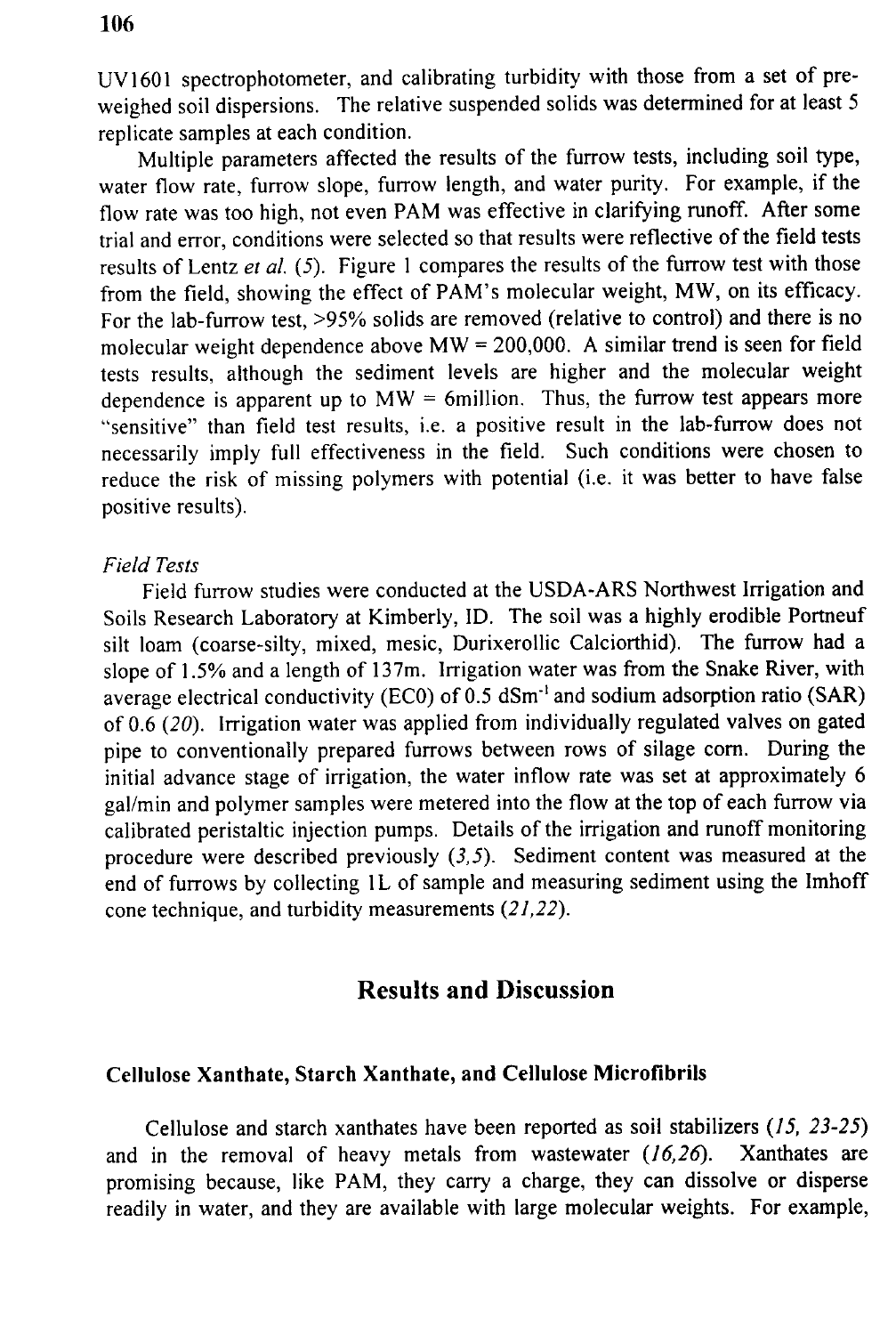UV1601 spectrophotometer, and calibrating turbidity with those from a set of pre-weighed soil dispersions. The relative suspended solids was determined for at least 5 replicate samples at each condition.

Multiple parameters affected the results of the furrow tests, including soil type, water flow rate, furrow slope, furrow length, and water purity. For example, if the flow rate was too high, not even PAM was effective in clarifying runoff. After some trial and error, conditions were selected so that results were reflective of the field tests results of Lentz *et al.* (5). Figure 1 compares the results of the furrow test with those from the field, showing the effect of PAM's molecular weight, MW, on its efficacy. For the lab-furrow test, >95% solids are removed (relative to control) and there is no molecular weight dependence above MW = 200,000. A similar trend is seen for field tests results, although the sediment levels are higher and the molecular weight dependence is apparent up to MW = 6million. Thus, the furrow test appears more "sensitive" than field test results, i.e. a positive result in the lab-furrow does not necessarily imply full effectiveness in the field. Such conditions were chosen to reduce the risk of missing polymers with potential (i.e. it was better to have false positive results).

### *Field Tests*

Field furrow studies were conducted at the USDA-ARS Northwest Irrigation and Soils Research Laboratory at Kimberly, ID. The soil was a highly erodible Portneuf silt loam (coarse-silty, mixed, mesic, Durixerollic Calciorthid). The furrow had a slope of 1.5% and a length of 137m. Irrigation water was from the Snake River, with average electrical conductivity (EC0) of 0.5 $dSm^{-1}$ and sodium adsorption ratio (SAR) of 0.6 (20). Irrigation water was applied from individually regulated valves on gated pipe to conventionally prepared furrows between rows of silage corn. During the initial advance stage of irrigation, the water inflow rate was set at approximately 6 gal/min and polymer samples were metered into the flow at the top of each furrow via calibrated peristaltic injection pumps. Details of the irrigation and runoff monitoring procedure were described previously (3,5). Sediment content was measured at the end of furrows by collecting 1L of sample and measuring sediment using the Imhoff cone technique, and turbidity measurements (21,22).

## Results and Discussion

### Cellulose Xanthate, Starch Xanthate, and Cellulose Microfibrils

Cellulose and starch xanthates have been reported as soil stabilizers (15, 23-25) and in the removal of heavy metals from wastewater (16,26). Xanthates are promising because, like PAM, they carry a charge, they can dissolve or disperse readily in water, and they are available with large molecular weights. For example,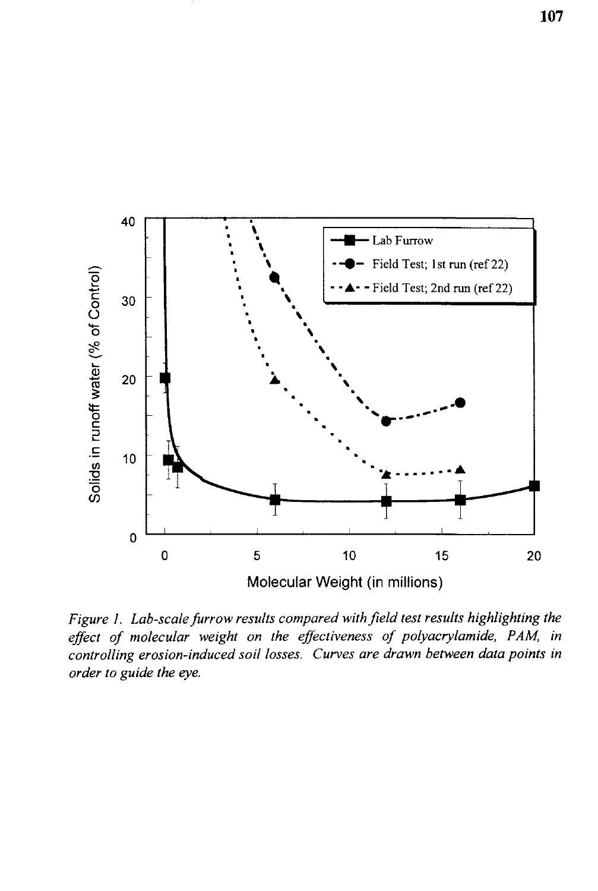*Figure 1. Lab-scale furrow results compared with field test results highlighting the effect of molecular weight on the effectiveness of polyacrylamide, PAM, in controlling erosion-induced soil losses. Curves are drawn between data points in order to guide the eye.*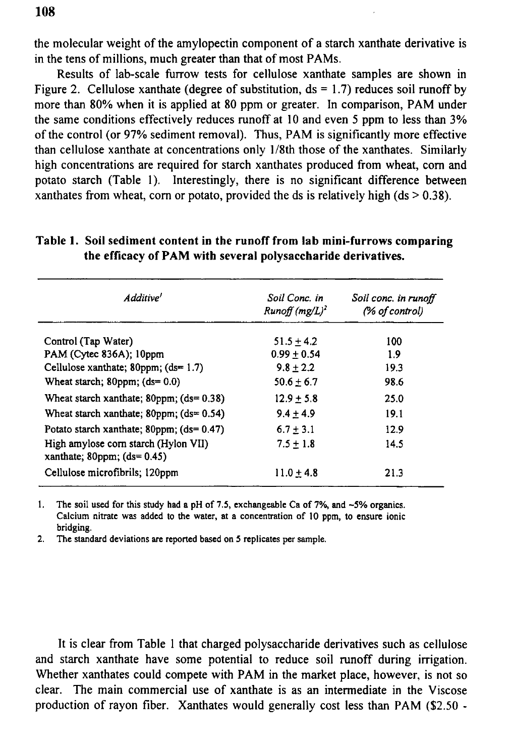the molecular weight of the amylopectin component of a starch xanthate derivative is in the tens of millions, much greater than that of most PAMs.

Results of lab-scale furrow tests for cellulose xanthate samples are shown in Figure 2. Cellulose xanthate (degree of substitution, ds = 1.7) reduces soil runoff by more than 80% when it is applied at 80 ppm or greater. In comparison, PAM under the same conditions effectively reduces runoff at 10 and even 5 ppm to less than 3% of the control (or 97% sediment removal). Thus, PAM is significantly more effective than cellulose xanthate at concentrations only 1/8th those of the xanthates. Similarly high concentrations are required for starch xanthates produced from wheat, corn and potato starch (Table 1). Interestingly, there is no significant difference between xanthates from wheat, corn or potato, provided the ds is relatively high (ds > 0.38).

**Table 1. Soil sediment content in the runoff from lab mini-furrows comparing the efficacy of PAM with several polysaccharide derivatives.**

| *Additive*[1] | *Soil Conc. in Runoff (mg/L)*[2] | *Soil conc. in runoff (% of control)* |
|---|---|---|
| Control (Tap Water) | 51.5 ± 4.2 | 100 |
| PAM (Cytec 836A); 10ppm | 0.99 ± 0.54 | 1.9 |
| Cellulose xanthate; 80ppm; (ds= 1.7) | 9.8 ± 2.2 | 19.3 |
| Wheat starch; 80ppm; (ds= 0.0) | 50.6 ± 6.7 | 98.6 |
| Wheat starch xanthate; 80ppm; (ds= 0.38) | 12.9 ± 5.8 | 25.0 |
| Wheat starch xanthate; 80ppm; (ds= 0.54) | 9.4 ± 4.9 | 19.1 |
| Potato starch xanthate; 80ppm; (ds= 0.47) | 6.7 ± 3.1 | 12.9 |
| High amylose corn starch (Hylon VII) xanthate; 80ppm; (ds= 0.45) | 7.5 ± 1.8 | 14.5 |
| Cellulose microfibrils; 120ppm | 11.0 ± 4.8 | 21.3 |

1. The soil used for this study had a pH of 7.5, exchangeable Ca of 7%, and ~5% organics. Calcium nitrate was added to the water, at a concentration of 10 ppm, to ensure ionic bridging.
2. The standard deviations are reported based on 5 replicates per sample.

It is clear from Table 1 that charged polysaccharide derivatives such as cellulose and starch xanthate have some potential to reduce soil runoff during irrigation. Whether xanthates could compete with PAM in the market place, however, is not so clear. The main commercial use of xanthate is as an intermediate in the Viscose production of rayon fiber. Xanthates would generally cost less than PAM ($2.50 -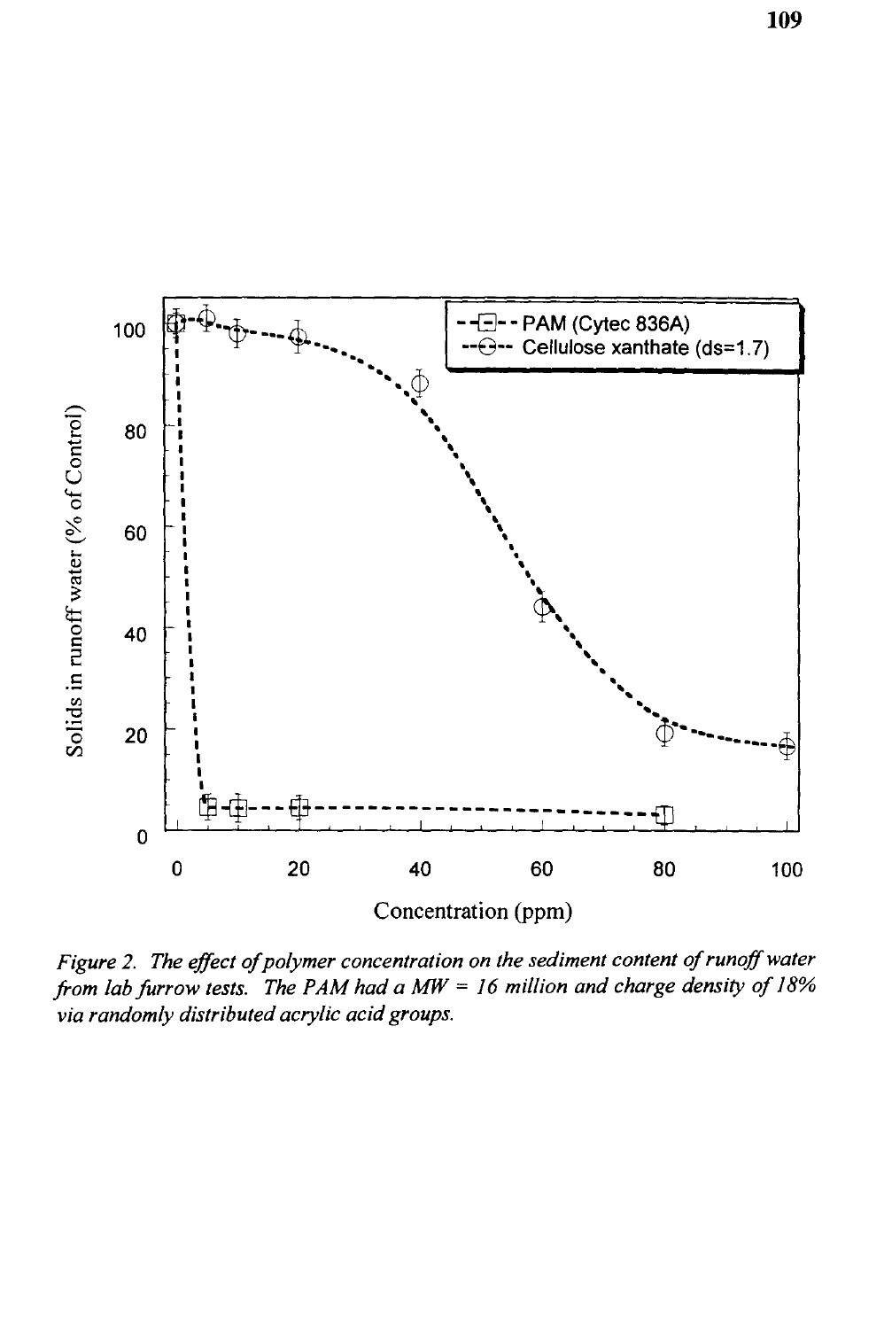*Figure 2. The effect of polymer concentration on the sediment content of runoff water from lab furrow tests. The PAM had a MW = 16 million and charge density of 18% via randomly distributed acrylic acid groups.*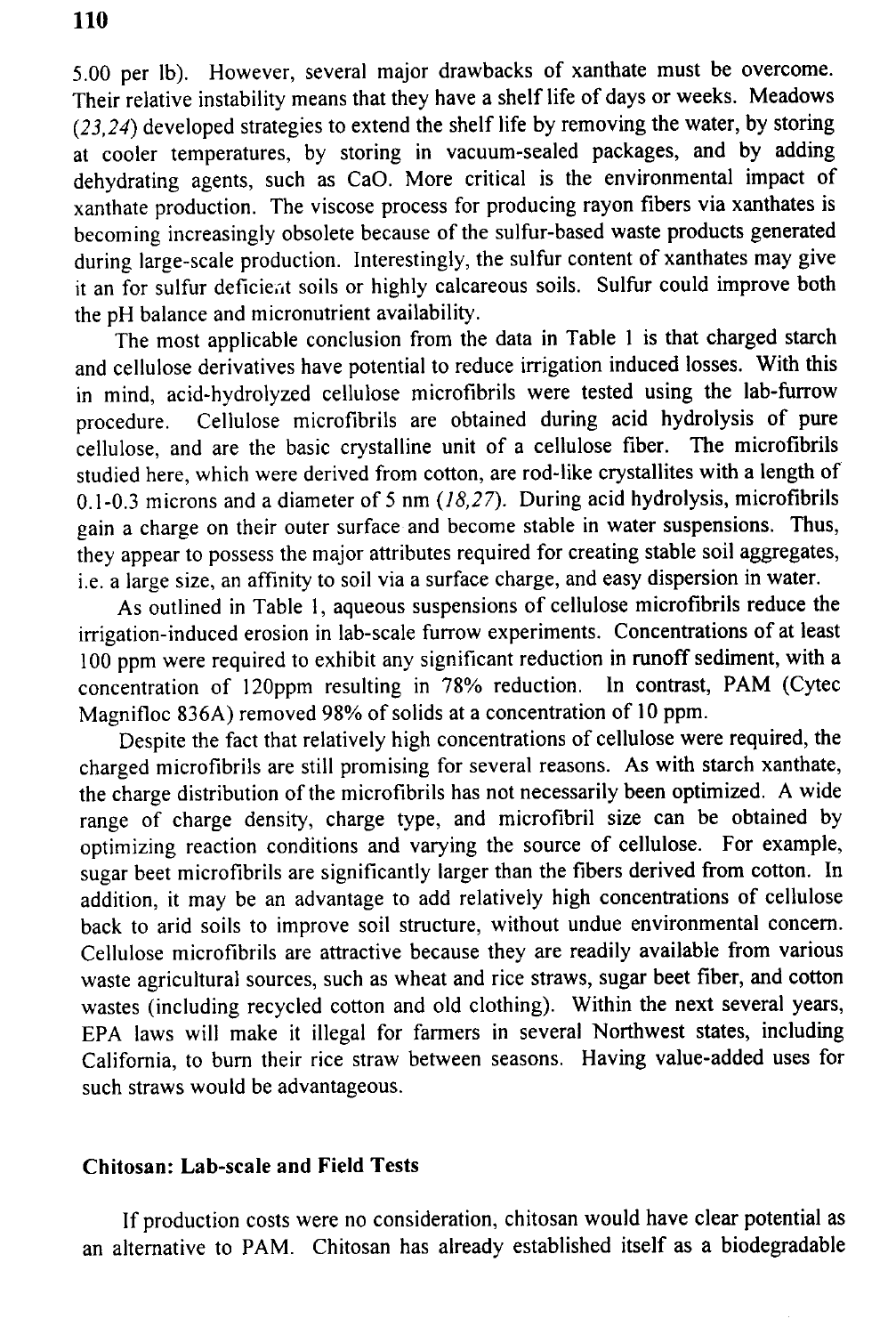5.00 per lb). However, several major drawbacks of xanthate must be overcome. Their relative instability means that they have a shelf life of days or weeks. Meadows (*23,24*) developed strategies to extend the shelf life by removing the water, by storing at cooler temperatures, by storing in vacuum-sealed packages, and by adding dehydrating agents, such as CaO. More critical is the environmental impact of xanthate production. The viscose process for producing rayon fibers via xanthates is becoming increasingly obsolete because of the sulfur-based waste products generated during large-scale production. Interestingly, the sulfur content of xanthates may give it an for sulfur deficient soils or highly calcareous soils. Sulfur could improve both the pH balance and micronutrient availability.

The most applicable conclusion from the data in Table 1 is that charged starch and cellulose derivatives have potential to reduce irrigation induced losses. With this in mind, acid-hydrolyzed cellulose microfibrils were tested using the lab-furrow procedure. Cellulose microfibrils are obtained during acid hydrolysis of pure cellulose, and are the basic crystalline unit of a cellulose fiber. The microfibrils studied here, which were derived from cotton, are rod-like crystallites with a length of 0.1-0.3 microns and a diameter of 5 nm (*18,27*). During acid hydrolysis, microfibrils gain a charge on their outer surface and become stable in water suspensions. Thus, they appear to possess the major attributes required for creating stable soil aggregates, i.e. a large size, an affinity to soil via a surface charge, and easy dispersion in water.

As outlined in Table 1, aqueous suspensions of cellulose microfibrils reduce the irrigation-induced erosion in lab-scale furrow experiments. Concentrations of at least 100 ppm were required to exhibit any significant reduction in runoff sediment, with a concentration of 120ppm resulting in 78% reduction. In contrast, PAM (Cytec Magnifloc 836A) removed 98% of solids at a concentration of 10 ppm.

Despite the fact that relatively high concentrations of cellulose were required, the charged microfibrils are still promising for several reasons. As with starch xanthate, the charge distribution of the microfibrils has not necessarily been optimized. A wide range of charge density, charge type, and microfibril size can be obtained by optimizing reaction conditions and varying the source of cellulose. For example, sugar beet microfibrils are significantly larger than the fibers derived from cotton. In addition, it may be an advantage to add relatively high concentrations of cellulose back to arid soils to improve soil structure, without undue environmental concern. Cellulose microfibrils are attractive because they are readily available from various waste agricultural sources, such as wheat and rice straws, sugar beet fiber, and cotton wastes (including recycled cotton and old clothing). Within the next several years, EPA laws will make it illegal for farmers in several Northwest states, including California, to burn their rice straw between seasons. Having value-added uses for such straws would be advantageous.

## Chitosan: Lab-scale and Field Tests

If production costs were no consideration, chitosan would have clear potential as an alternative to PAM. Chitosan has already established itself as a biodegradable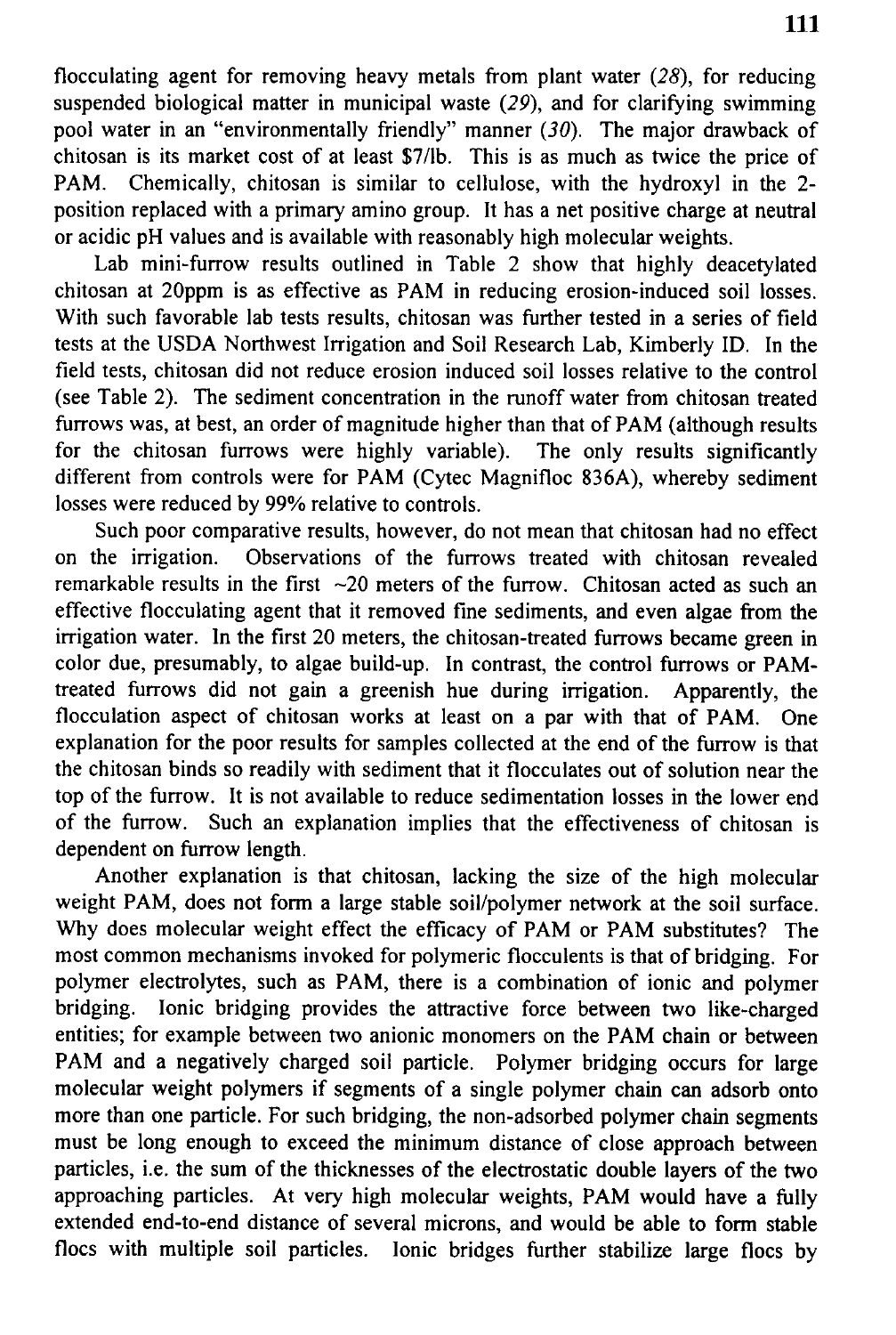flocculating agent for removing heavy metals from plant water (*28*), for reducing suspended biological matter in municipal waste (*29*), and for clarifying swimming pool water in an "environmentally friendly" manner (*30*). The major drawback of chitosan is its market cost of at least $7/lb. This is as much as twice the price of PAM. Chemically, chitosan is similar to cellulose, with the hydroxyl in the 2-position replaced with a primary amino group. It has a net positive charge at neutral or acidic pH values and is available with reasonably high molecular weights.

Lab mini-furrow results outlined in Table 2 show that highly deacetylated chitosan at 20ppm is as effective as PAM in reducing erosion-induced soil losses. With such favorable lab tests results, chitosan was further tested in a series of field tests at the USDA Northwest Irrigation and Soil Research Lab, Kimberly ID. In the field tests, chitosan did not reduce erosion induced soil losses relative to the control (see Table 2). The sediment concentration in the runoff water from chitosan treated furrows was, at best, an order of magnitude higher than that of PAM (although results for the chitosan furrows were highly variable). The only results significantly different from controls were for PAM (Cytec Magnifloc 836A), whereby sediment losses were reduced by 99% relative to controls.

Such poor comparative results, however, do not mean that chitosan had no effect on the irrigation. Observations of the furrows treated with chitosan revealed remarkable results in the first ~20 meters of the furrow. Chitosan acted as such an effective flocculating agent that it removed fine sediments, and even algae from the irrigation water. In the first 20 meters, the chitosan-treated furrows became green in color due, presumably, to algae build-up. In contrast, the control furrows or PAM-treated furrows did not gain a greenish hue during irrigation. Apparently, the flocculation aspect of chitosan works at least on a par with that of PAM. One explanation for the poor results for samples collected at the end of the furrow is that the chitosan binds so readily with sediment that it flocculates out of solution near the top of the furrow. It is not available to reduce sedimentation losses in the lower end of the furrow. Such an explanation implies that the effectiveness of chitosan is dependent on furrow length.

Another explanation is that chitosan, lacking the size of the high molecular weight PAM, does not form a large stable soil/polymer network at the soil surface. Why does molecular weight effect the efficacy of PAM or PAM substitutes? The most common mechanisms invoked for polymeric flocculents is that of bridging. For polymer electrolytes, such as PAM, there is a combination of ionic and polymer bridging. Ionic bridging provides the attractive force between two like-charged entities; for example between two anionic monomers on the PAM chain or between PAM and a negatively charged soil particle. Polymer bridging occurs for large molecular weight polymers if segments of a single polymer chain can adsorb onto more than one particle. For such bridging, the non-adsorbed polymer chain segments must be long enough to exceed the minimum distance of close approach between particles, i.e. the sum of the thicknesses of the electrostatic double layers of the two approaching particles. At very high molecular weights, PAM would have a fully extended end-to-end distance of several microns, and would be able to form stable flocs with multiple soil particles. Ionic bridges further stabilize large flocs by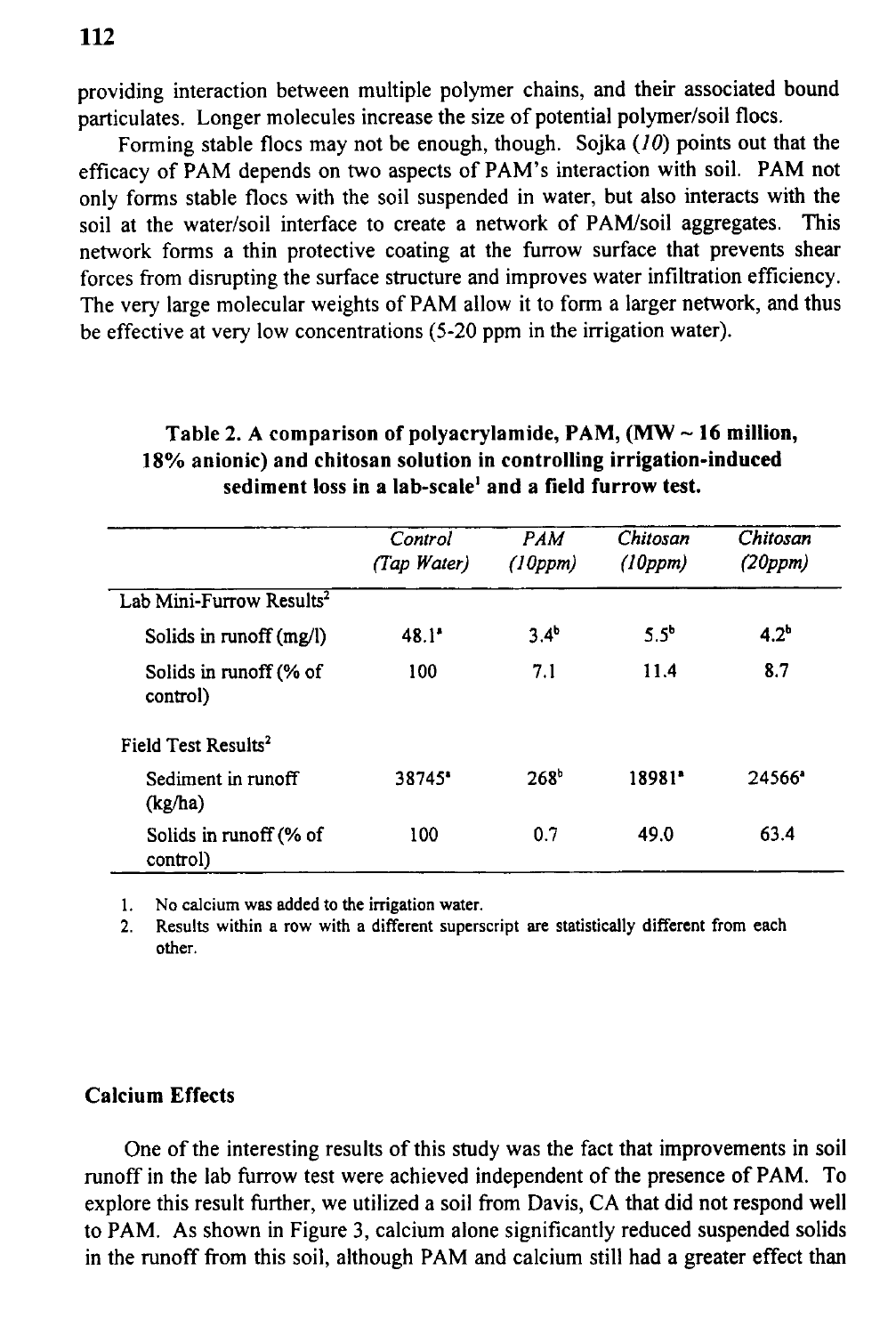providing interaction between multiple polymer chains, and their associated bound particulates. Longer molecules increase the size of potential polymer/soil flocs.

Forming stable flocs may not be enough, though. Sojka (*10*) points out that the efficacy of PAM depends on two aspects of PAM's interaction with soil. PAM not only forms stable flocs with the soil suspended in water, but also interacts with the soil at the water/soil interface to create a network of PAM/soil aggregates. This network forms a thin protective coating at the furrow surface that prevents shear forces from disrupting the surface structure and improves water infiltration efficiency. The very large molecular weights of PAM allow it to form a larger network, and thus be effective at very low concentrations (5-20 ppm in the irrigation water).

**Table 2. A comparison of polyacrylamide, PAM, (MW ~ 16 million, 18% anionic) and chitosan solution in controlling irrigation-induced sediment loss in a lab-scale[1] and a field furrow test.**

| | *Control (Tap Water)* | *PAM (10ppm)* | *Chitosan (10ppm)* | *Chitosan (20ppm)* |
|---|---|---|---|---|
| Lab Mini-Furrow Results[2] | | | | |
| Solids in runoff (mg/l) | 48.1[a] | 3.4[b] | 5.5[b] | 4.2[b] |
| Solids in runoff (% of control) | 100 | 7.1 | 11.4 | 8.7 |
| Field Test Results[2] | | | | |
| Sediment in runoff (kg/ha) | 38745[a] | 268[b] | 18981[a] | 24566[a] |
| Solids in runoff (% of control) | 100 | 0.7 | 49.0 | 63.4 |

1. No calcium was added to the irrigation water.
2. Results within a row with a different superscript are statistically different from each other.

### Calcium Effects

One of the interesting results of this study was the fact that improvements in soil runoff in the lab furrow test were achieved independent of the presence of PAM. To explore this result further, we utilized a soil from Davis, CA that did not respond well to PAM. As shown in Figure 3, calcium alone significantly reduced suspended solids in the runoff from this soil, although PAM and calcium still had a greater effect than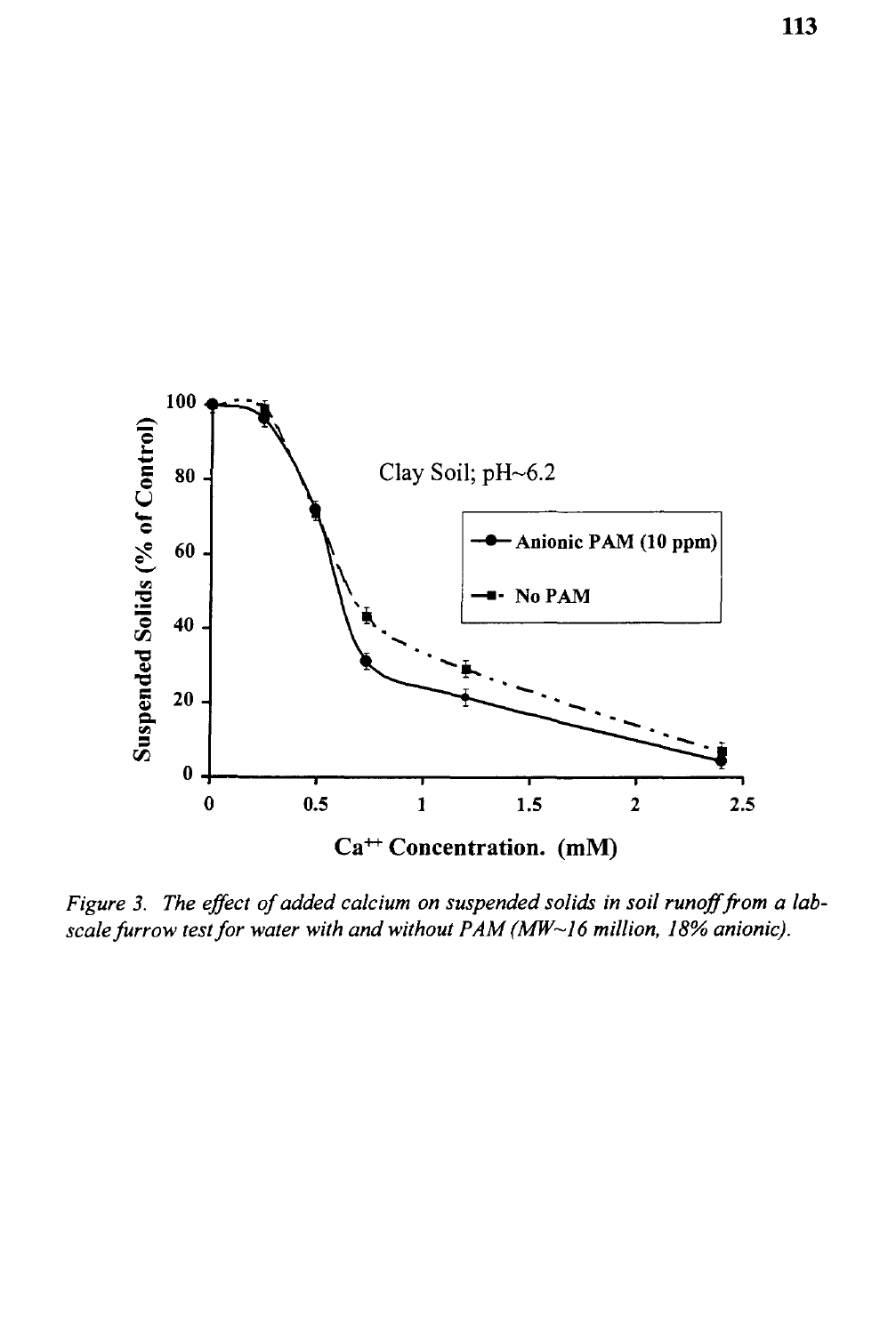*Figure 3. The effect of added calcium on suspended solids in soil runoff from a lab-scale furrow test for water with and without PAM (MW~16 million, 18% anionic).*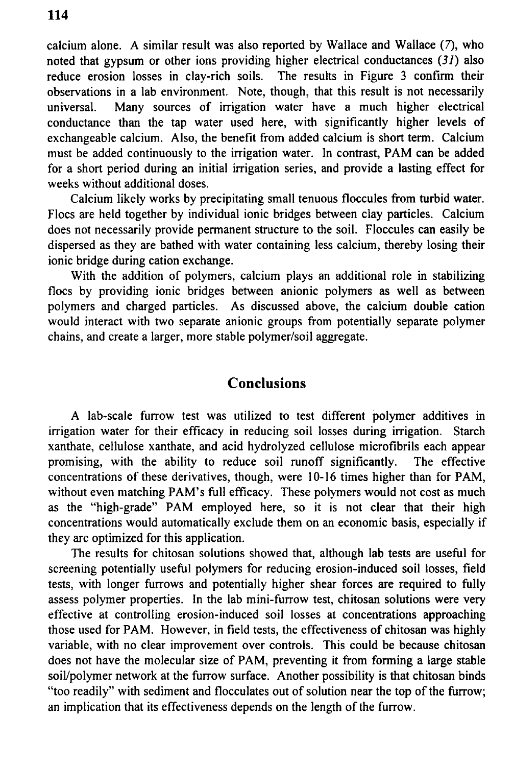calcium alone. A similar result was also reported by Wallace and Wallace (7), who noted that gypsum or other ions providing higher electrical conductances (31) also reduce erosion losses in clay-rich soils. The results in Figure 3 confirm their observations in a lab environment. Note, though, that this result is not necessarily universal. Many sources of irrigation water have a much higher electrical conductance than the tap water used here, with significantly higher levels of exchangeable calcium. Also, the benefit from added calcium is short term. Calcium must be added continuously to the irrigation water. In contrast, PAM can be added for a short period during an initial irrigation series, and provide a lasting effect for weeks without additional doses.

Calcium likely works by precipitating small tenuous floccules from turbid water. Flocs are held together by individual ionic bridges between clay particles. Calcium does not necessarily provide permanent structure to the soil. Floccules can easily be dispersed as they are bathed with water containing less calcium, thereby losing their ionic bridge during cation exchange.

With the addition of polymers, calcium plays an additional role in stabilizing flocs by providing ionic bridges between anionic polymers as well as between polymers and charged particles. As discussed above, the calcium double cation would interact with two separate anionic groups from potentially separate polymer chains, and create a larger, more stable polymer/soil aggregate.

## Conclusions

A lab-scale furrow test was utilized to test different polymer additives in irrigation water for their efficacy in reducing soil losses during irrigation. Starch xanthate, cellulose xanthate, and acid hydrolyzed cellulose microfibrils each appear promising, with the ability to reduce soil runoff significantly. The effective concentrations of these derivatives, though, were 10-16 times higher than for PAM, without even matching PAM's full efficacy. These polymers would not cost as much as the "high-grade" PAM employed here, so it is not clear that their high concentrations would automatically exclude them on an economic basis, especially if they are optimized for this application.

The results for chitosan solutions showed that, although lab tests are useful for screening potentially useful polymers for reducing erosion-induced soil losses, field tests, with longer furrows and potentially higher shear forces are required to fully assess polymer properties. In the lab mini-furrow test, chitosan solutions were very effective at controlling erosion-induced soil losses at concentrations approaching those used for PAM. However, in field tests, the effectiveness of chitosan was highly variable, with no clear improvement over controls. This could be because chitosan does not have the molecular size of PAM, preventing it from forming a large stable soil/polymer network at the furrow surface. Another possibility is that chitosan binds "too readily" with sediment and flocculates out of solution near the top of the furrow; an implication that its effectiveness depends on the length of the furrow.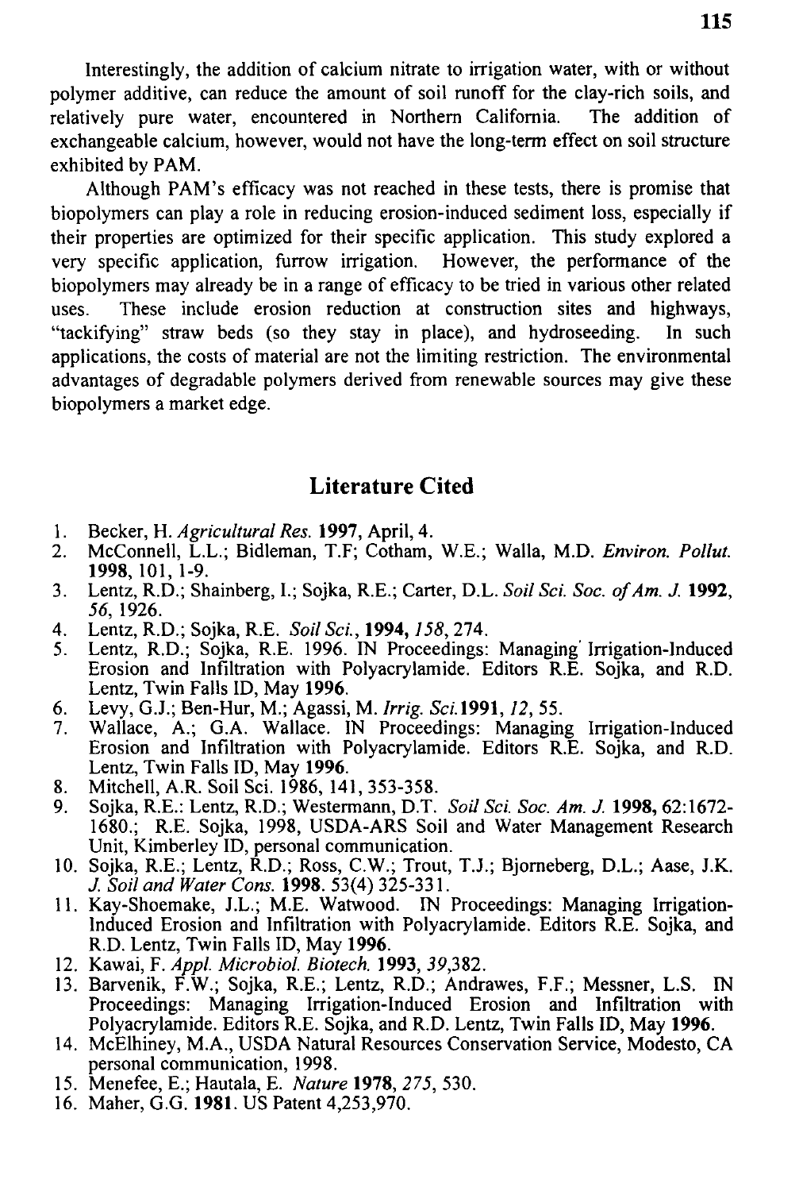Interestingly, the addition of calcium nitrate to irrigation water, with or without polymer additive, can reduce the amount of soil runoff for the clay-rich soils, and relatively pure water, encountered in Northern California. The addition of exchangeable calcium, however, would not have the long-term effect on soil structure exhibited by PAM.

Although PAM's efficacy was not reached in these tests, there is promise that biopolymers can play a role in reducing erosion-induced sediment loss, especially if their properties are optimized for their specific application. This study explored a very specific application, furrow irrigation. However, the performance of the biopolymers may already be in a range of efficacy to be tried in various other related uses. These include erosion reduction at construction sites and highways, "tackifying" straw beds (so they stay in place), and hydroseeding. In such applications, the costs of material are not the limiting restriction. The environmental advantages of degradable polymers derived from renewable sources may give these biopolymers a market edge.

## Literature Cited

1. Becker, H. *Agricultural Res.* **1997**, April, 4.
2. McConnell, L.L.; Bidleman, T.F; Cotham, W.E.; Walla, M.D. *Environ. Pollut.* **1998**, 101, 1-9.
3. Lentz, R.D.; Shainberg, I.; Sojka, R.E.; Carter, D.L. *Soil Sci. Soc. of Am. J.* **1992**, *56*, 1926.
4. Lentz, R.D.; Sojka, R.E. *Soil Sci.*, **1994**, *158*, 274.
5. Lentz, R.D.; Sojka, R.E. 1996. IN Proceedings: Managing Irrigation-Induced Erosion and Infiltration with Polyacrylamide. Editors R.E. Sojka, and R.D. Lentz, Twin Falls ID, May **1996**.
6. Levy, G.J.; Ben-Hur, M.; Agassi, M. *Irrig. Sci.***1991**, *12*, 55.
7. Wallace, A.; G.A. Wallace. IN Proceedings: Managing Irrigation-Induced Erosion and Infiltration with Polyacrylamide. Editors R.E. Sojka, and R.D. Lentz, Twin Falls ID, May **1996**.
8. Mitchell, A.R. Soil Sci. 1986, 141, 353-358.
9. Sojka, R.E.: Lentz, R.D.; Westermann, D.T. *Soil Sci. Soc. Am. J.* **1998**, 62:1672-1680.; R.E. Sojka, 1998, USDA-ARS Soil and Water Management Research Unit, Kimberley ID, personal communication.
10. Sojka, R.E.; Lentz, R.D.; Ross, C.W.; Trout, T.J.; Bjorneberg, D.L.; Aase, J.K. *J. Soil and Water Cons.* **1998**. 53(4) 325-331.
11. Kay-Shoemake, J.L.; M.E. Watwood. IN Proceedings: Managing Irrigation-Induced Erosion and Infiltration with Polyacrylamide. Editors R.E. Sojka, and R.D. Lentz, Twin Falls ID, May **1996**.
12. Kawai, F. *Appl. Microbiol. Biotech.* **1993**, *39*,382.
13. Barvenik, F.W.; Sojka, R.E.; Lentz, R.D.; Andrawes, F.F.; Messner, L.S. IN Proceedings: Managing Irrigation-Induced Erosion and Infiltration with Polyacrylamide. Editors R.E. Sojka, and R.D. Lentz, Twin Falls ID, May **1996**.
14. McElhiney, M.A., USDA Natural Resources Conservation Service, Modesto, CA personal communication, 1998.
15. Menefee, E.; Hautala, E. *Nature* **1978**, *275*, 530.
16. Maher, G.G. **1981**. US Patent 4,253,970.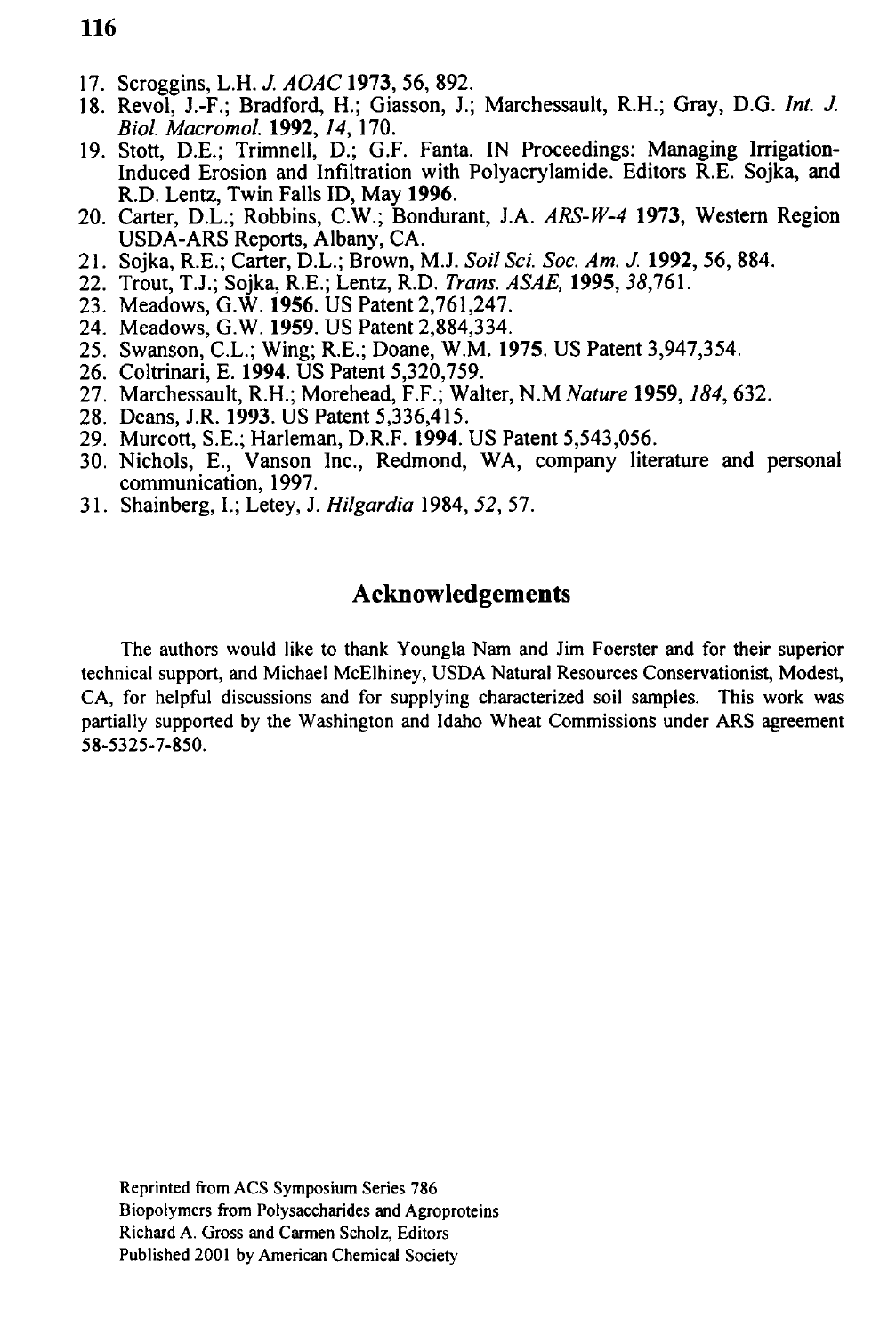17. Scroggins, L.H. *J. AOAC* **1973**, 56, 892.
18. Revol, J.-F.; Bradford, H.; Giasson, J.; Marchessault, R.H.; Gray, D.G. *Int. J. Biol. Macromol.* **1992**, *14*, 170.
19. Stott, D.E.; Trimnell, D.; G.F. Fanta. IN Proceedings: Managing Irrigation-Induced Erosion and Infiltration with Polyacrylamide. Editors R.E. Sojka, and R.D. Lentz, Twin Falls ID, May **1996**.
20. Carter, D.L.; Robbins, C.W.; Bondurant, J.A. *ARS-W-4* **1973**, Western Region USDA-ARS Reports, Albany, CA.
21. Sojka, R.E.; Carter, D.L.; Brown, M.J. *Soil Sci. Soc. Am. J.* **1992**, 56, 884.
22. Trout, T.J.; Sojka, R.E.; Lentz, R.D. *Trans. ASAE,* **1995**, *38*,761.
23. Meadows, G.W. **1956**. US Patent 2,761,247.
24. Meadows, G.W. **1959**. US Patent 2,884,334.
25. Swanson, C.L.; Wing; R.E.; Doane, W.M. **1975**. US Patent 3,947,354.
26. Coltrinari, E. **1994**. US Patent 5,320,759.
27. Marchessault, R.H.; Morehead, F.F.; Walter, N.M *Nature* **1959**, *184*, 632.
28. Deans, J.R. **1993**. US Patent 5,336,415.
29. Murcott, S.E.; Harleman, D.R.F. **1994**. US Patent 5,543,056.
30. Nichols, E., Vanson Inc., Redmond, WA, company literature and personal communication, 1997.
31. Shainberg, I.; Letey, J. *Hilgardia* 1984, *52*, 57.

## Acknowledgements

The authors would like to thank Youngla Nam and Jim Foerster and for their superior technical support, and Michael McElhiney, USDA Natural Resources Conservationist, Modest, CA, for helpful discussions and for supplying characterized soil samples. This work was partially supported by the Washington and Idaho Wheat Commissions under ARS agreement 58-5325-7-850.

Reprinted from ACS Symposium Series 786
Biopolymers from Polysaccharides and Agroproteins
Richard A. Gross and Carmen Scholz, Editors
Published 2001 by American Chemical Society